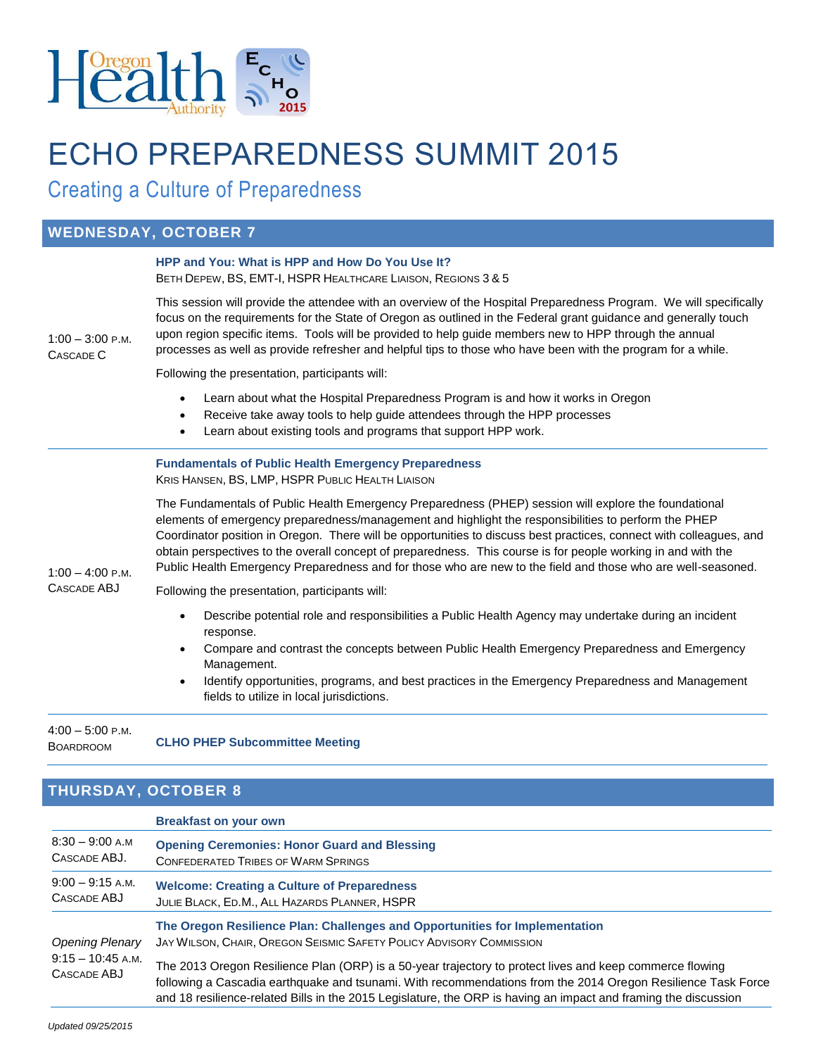# ECHO PREPAREDNESS SUMMIT 2015

## Creating a Culture of Preparedness

## WEDNESDAY, OCTOBER 7

**1:00 – 3:00 P.M.**
CASCADE C

### HPP and You: What is HPP and How Do You Use It?

BETH DEPEW, BS, EMT-I, HSPR HEALTHCARE LIAISON, REGIONS 3 & 5

This session will provide the attendee with an overview of the Hospital Preparedness Program. We will specifically focus on the requirements for the State of Oregon as outlined in the Federal grant guidance and generally touch upon region specific items. Tools will be provided to help guide members new to HPP through the annual processes as well as provide refresher and helpful tips to those who have been with the program for a while.

Following the presentation, participants will:

- Learn about what the Hospital Preparedness Program is and how it works in Oregon
- Receive take away tools to help guide attendees through the HPP processes
- Learn about existing tools and programs that support HPP work.

---

**1:00 – 4:00 P.M.**
CASCADE ABJ

### Fundamentals of Public Health Emergency Preparedness

KRIS HANSEN, BS, LMP, HSPR PUBLIC HEALTH LIAISON

The Fundamentals of Public Health Emergency Preparedness (PHEP) session will explore the foundational elements of emergency preparedness/management and highlight the responsibilities to perform the PHEP Coordinator position in Oregon. There will be opportunities to discuss best practices, connect with colleagues, and obtain perspectives to the overall concept of preparedness. This course is for people working in and with the Public Health Emergency Preparedness and for those who are new to the field and those who are well-seasoned.

Following the presentation, participants will:

- Describe potential role and responsibilities a Public Health Agency may undertake during an incident response.
- Compare and contrast the concepts between Public Health Emergency Preparedness and Emergency Management.
- Identify opportunities, programs, and best practices in the Emergency Preparedness and Management fields to utilize in local jurisdictions.

---

**4:00 – 5:00 P.M.**
BOARDROOM

### CLHO PHEP Subcommittee Meeting

---

## THURSDAY, OCTOBER 8

### Breakfast on your own

---

**8:30 – 9:00 A.M**
CASCADE ABJ.

### Opening Ceremonies: Honor Guard and Blessing

CONFEDERATED TRIBES OF WARM SPRINGS

---

**9:00 – 9:15 A.M.**
CASCADE ABJ

### Welcome: Creating a Culture of Preparedness

JULIE BLACK, ED.M., ALL HAZARDS PLANNER, HSPR

---

*Opening Plenary*
**9:15 – 10:45 A.M.**
CASCADE ABJ

### The Oregon Resilience Plan: Challenges and Opportunities for Implementation

JAY WILSON, CHAIR, OREGON SEISMIC SAFETY POLICY ADVISORY COMMISSION

The 2013 Oregon Resilience Plan (ORP) is a 50-year trajectory to protect lives and keep commerce flowing following a Cascadia earthquake and tsunami. With recommendations from the 2014 Oregon Resilience Task Force and 18 resilience-related Bills in the 2015 Legislature, the ORP is having an impact and framing the discussion

*Updated 09/25/2015*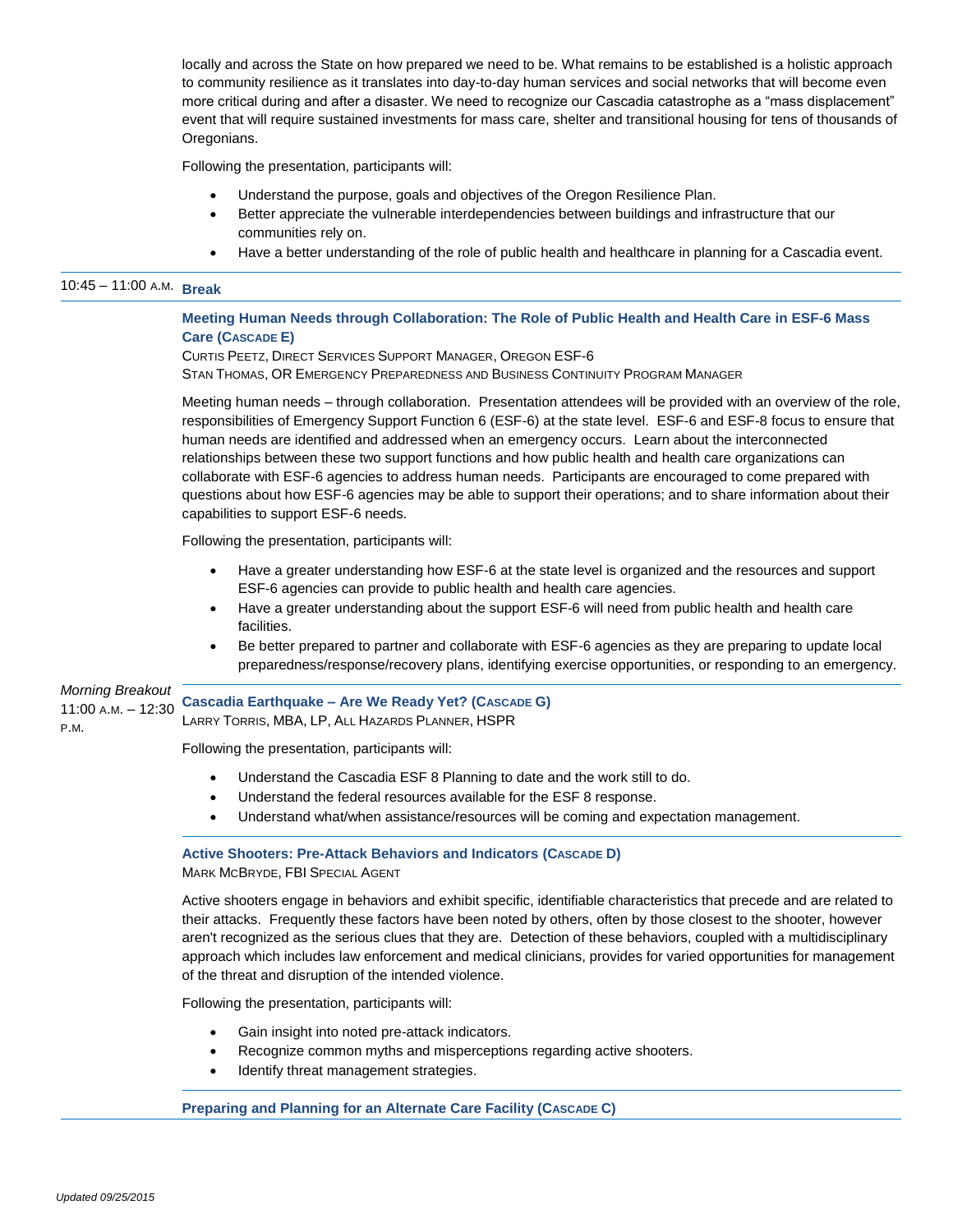locally and across the State on how prepared we need to be. What remains to be established is a holistic approach to community resilience as it translates into day-to-day human services and social networks that will become even more critical during and after a disaster. We need to recognize our Cascadia catastrophe as a "mass displacement" event that will require sustained investments for mass care, shelter and transitional housing for tens of thousands of Oregonians.

Following the presentation, participants will:

- Understand the purpose, goals and objectives of the Oregon Resilience Plan.
- Better appreciate the vulnerable interdependencies between buildings and infrastructure that our communities rely on.
- Have a better understanding of the role of public health and healthcare in planning for a Cascadia event.

---

10:45 – 11:00 A.M. **Break**

---

### Meeting Human Needs through Collaboration: The Role of Public Health and Health Care in ESF-6 Mass Care (Cascade E)

CURTIS PEETZ, DIRECT SERVICES SUPPORT MANAGER, OREGON ESF-6
STAN THOMAS, OR EMERGENCY PREPAREDNESS AND BUSINESS CONTINUITY PROGRAM MANAGER

Meeting human needs – through collaboration. Presentation attendees will be provided with an overview of the role, responsibilities of Emergency Support Function 6 (ESF-6) at the state level. ESF-6 and ESF-8 focus to ensure that human needs are identified and addressed when an emergency occurs. Learn about the interconnected relationships between these two support functions and how public health and health care organizations can collaborate with ESF-6 agencies to address human needs. Participants are encouraged to come prepared with questions about how ESF-6 agencies may be able to support their operations; and to share information about their capabilities to support ESF-6 needs.

Following the presentation, participants will:

- Have a greater understanding how ESF-6 at the state level is organized and the resources and support ESF-6 agencies can provide to public health and health care agencies.
- Have a greater understanding about the support ESF-6 will need from public health and health care facilities.
- Be better prepared to partner and collaborate with ESF-6 agencies as they are preparing to update local preparedness/response/recovery plans, identifying exercise opportunities, or responding to an emergency.

---

*Morning Breakout*
11:00 A.M. – 12:30 P.M.

### Cascadia Earthquake – Are We Ready Yet? (Cascade G)

LARRY TORRIS, MBA, LP, ALL HAZARDS PLANNER, HSPR

Following the presentation, participants will:

- Understand the Cascadia ESF 8 Planning to date and the work still to do.
- Understand the federal resources available for the ESF 8 response.
- Understand what/when assistance/resources will be coming and expectation management.

---

### Active Shooters: Pre-Attack Behaviors and Indicators (Cascade D)

MARK MCBRYDE, FBI SPECIAL AGENT

Active shooters engage in behaviors and exhibit specific, identifiable characteristics that precede and are related to their attacks. Frequently these factors have been noted by others, often by those closest to the shooter, however aren't recognized as the serious clues that they are. Detection of these behaviors, coupled with a multidisciplinary approach which includes law enforcement and medical clinicians, provides for varied opportunities for management of the threat and disruption of the intended violence.

Following the presentation, participants will:

- Gain insight into noted pre-attack indicators.
- Recognize common myths and misperceptions regarding active shooters.
- Identify threat management strategies.

---

### Preparing and Planning for an Alternate Care Facility (Cascade C)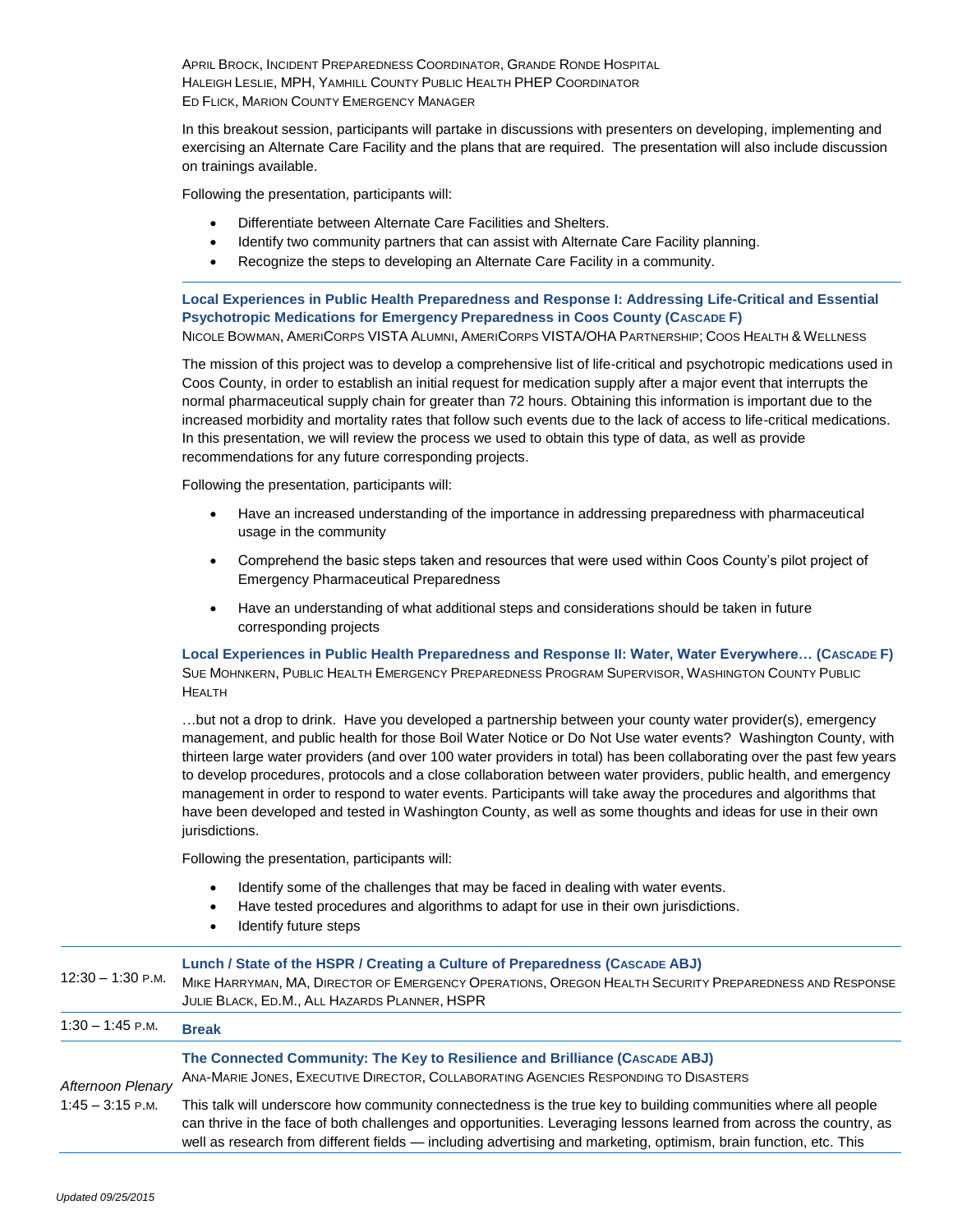April Brock, Incident Preparedness Coordinator, Grande Ronde Hospital
Haleigh Leslie, MPH, Yamhill County Public Health PHEP Coordinator
Ed Flick, Marion County Emergency Manager

In this breakout session, participants will partake in discussions with presenters on developing, implementing and exercising an Alternate Care Facility and the plans that are required. The presentation will also include discussion on trainings available.

Following the presentation, participants will:

- Differentiate between Alternate Care Facilities and Shelters.
- Identify two community partners that can assist with Alternate Care Facility planning.
- Recognize the steps to developing an Alternate Care Facility in a community.

---

**Local Experiences in Public Health Preparedness and Response I: Addressing Life-Critical and Essential Psychotropic Medications for Emergency Preparedness in Coos County (Cascade F)**
Nicole Bowman, AmeriCorps VISTA Alumni, AmeriCorps VISTA/OHA Partnership; Coos Health & Wellness

The mission of this project was to develop a comprehensive list of life-critical and psychotropic medications used in Coos County, in order to establish an initial request for medication supply after a major event that interrupts the normal pharmaceutical supply chain for greater than 72 hours. Obtaining this information is important due to the increased morbidity and mortality rates that follow such events due to the lack of access to life-critical medications. In this presentation, we will review the process we used to obtain this type of data, as well as provide recommendations for any future corresponding projects.

Following the presentation, participants will:

- Have an increased understanding of the importance in addressing preparedness with pharmaceutical usage in the community
- Comprehend the basic steps taken and resources that were used within Coos County's pilot project of Emergency Pharmaceutical Preparedness
- Have an understanding of what additional steps and considerations should be taken in future corresponding projects

**Local Experiences in Public Health Preparedness and Response II: Water, Water Everywhere… (Cascade F)**
Sue Mohnkern, Public Health Emergency Preparedness Program Supervisor, Washington County Public Health

…but not a drop to drink. Have you developed a partnership between your county water provider(s), emergency management, and public health for those Boil Water Notice or Do Not Use water events? Washington County, with thirteen large water providers (and over 100 water providers in total) has been collaborating over the past few years to develop procedures, protocols and a close collaboration between water providers, public health, and emergency management in order to respond to water events. Participants will take away the procedures and algorithms that have been developed and tested in Washington County, as well as some thoughts and ideas for use in their own jurisdictions.

Following the presentation, participants will:

- Identify some of the challenges that may be faced in dealing with water events.
- Have tested procedures and algorithms to adapt for use in their own jurisdictions.
- Identify future steps

---

12:30 – 1:30 p.m. **Lunch / State of the HSPR / Creating a Culture of Preparedness (Cascade ABJ)**
Mike Harryman, MA, Director of Emergency Operations, Oregon Health Security Preparedness and Response
Julie Black, Ed.M., All Hazards Planner, HSPR

---

1:30 – 1:45 p.m. **Break**

---

*Afternoon Plenary*
1:45 – 3:15 p.m.

**The Connected Community: The Key to Resilience and Brilliance (Cascade ABJ)**
Ana-Marie Jones, Executive Director, Collaborating Agencies Responding to Disasters

This talk will underscore how community connectedness is the true key to building communities where all people can thrive in the face of both challenges and opportunities. Leveraging lessons learned from across the country, as well as research from different fields — including advertising and marketing, optimism, brain function, etc. This

*Updated 09/25/2015*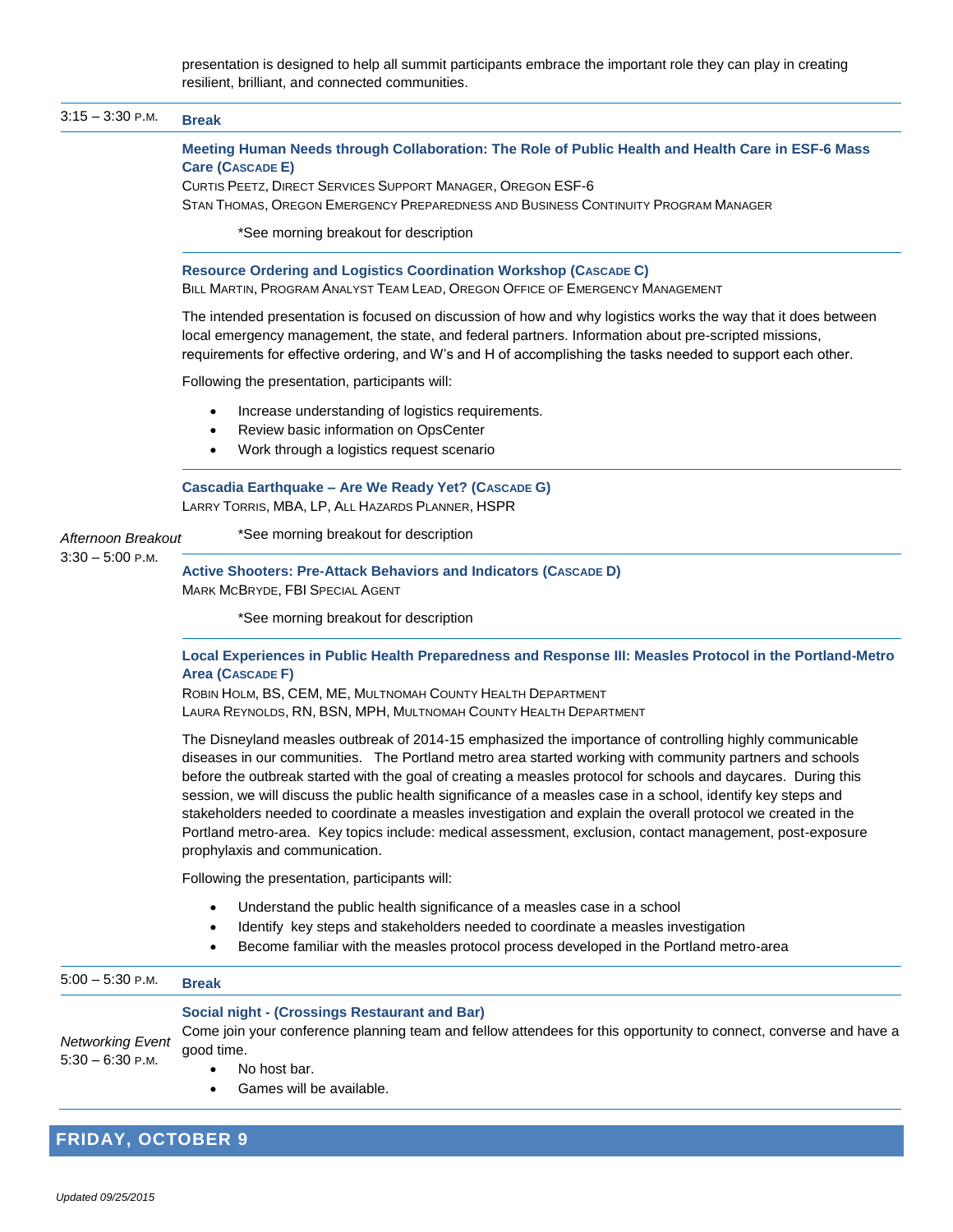presentation is designed to help all summit participants embrace the important role they can play in creating resilient, brilliant, and connected communities.

---

3:15 – 3:30 P.M. **Break**

---

*Afternoon Breakout*
3:30 – 5:00 P.M.

**Meeting Human Needs through Collaboration: The Role of Public Health and Health Care in ESF-6 Mass Care (Cascade E)**
Curtis Peetz, Direct Services Support Manager, Oregon ESF-6
Stan Thomas, Oregon Emergency Preparedness and Business Continuity Program Manager

*See morning breakout for description

---

**Resource Ordering and Logistics Coordination Workshop (Cascade C)**
Bill Martin, Program Analyst Team Lead, Oregon Office of Emergency Management

The intended presentation is focused on discussion of how and why logistics works the way that it does between local emergency management, the state, and federal partners. Information about pre-scripted missions, requirements for effective ordering, and W's and H of accomplishing the tasks needed to support each other.

Following the presentation, participants will:

- Increase understanding of logistics requirements.
- Review basic information on OpsCenter
- Work through a logistics request scenario

---

**Cascadia Earthquake – Are We Ready Yet? (Cascade G)**
Larry Torris, MBA, LP, All Hazards Planner, HSPR

*See morning breakout for description

---

**Active Shooters: Pre-Attack Behaviors and Indicators (Cascade D)**
Mark McBryde, FBI Special Agent

*See morning breakout for description

---

**Local Experiences in Public Health Preparedness and Response III: Measles Protocol in the Portland-Metro Area (Cascade F)**
Robin Holm, BS, CEM, ME, Multnomah County Health Department
Laura Reynolds, RN, BSN, MPH, Multnomah County Health Department

The Disneyland measles outbreak of 2014-15 emphasized the importance of controlling highly communicable diseases in our communities. The Portland metro area started working with community partners and schools before the outbreak started with the goal of creating a measles protocol for schools and daycares. During this session, we will discuss the public health significance of a measles case in a school, identify key steps and stakeholders needed to coordinate a measles investigation and explain the overall protocol we created in the Portland metro-area. Key topics include: medical assessment, exclusion, contact management, post-exposure prophylaxis and communication.

Following the presentation, participants will:

- Understand the public health significance of a measles case in a school
- Identify key steps and stakeholders needed to coordinate a measles investigation
- Become familiar with the measles protocol process developed in the Portland metro-area

---

5:00 – 5:30 P.M. **Break**

---

*Networking Event*
5:30 – 6:30 P.M.

**Social night - (Crossings Restaurant and Bar)**
Come join your conference planning team and fellow attendees for this opportunity to connect, converse and have a good time.

- No host bar.
- Games will be available.

---

## FRIDAY, OCTOBER 9

*Updated 09/25/2015*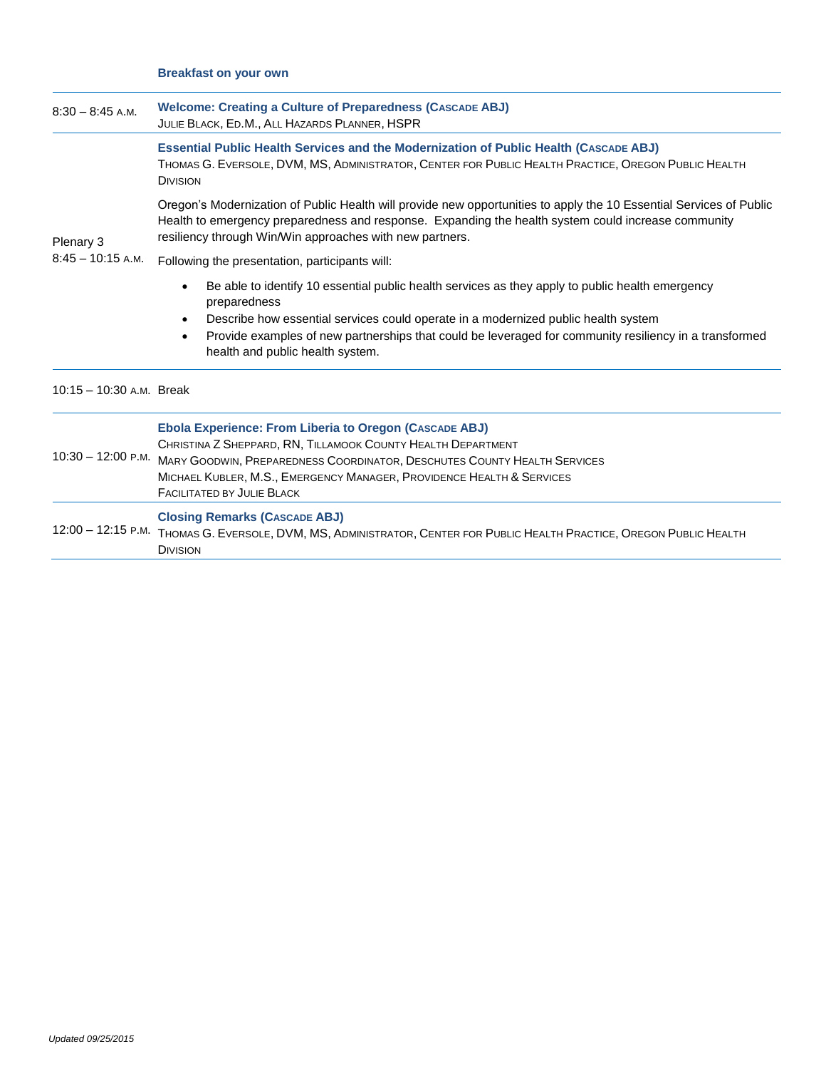**Breakfast on your own**

| | |
|---|---|
| 8:30 – 8:45 A.M. | **Welcome: Creating a Culture of Preparedness (Cascade ABJ)**<br>Julie Black, Ed.M., All Hazards Planner, HSPR |
| Plenary 3<br>8:45 – 10:15 A.M. | **Essential Public Health Services and the Modernization of Public Health (Cascade ABJ)**<br>Thomas G. Eversole, DVM, MS, Administrator, Center for Public Health Practice, Oregon Public Health Division<br><br>Oregon's Modernization of Public Health will provide new opportunities to apply the 10 Essential Services of Public Health to emergency preparedness and response. Expanding the health system could increase community resiliency through Win/Win approaches with new partners.<br><br>Following the presentation, participants will:<br>• Be able to identify 10 essential public health services as they apply to public health emergency preparedness<br>• Describe how essential services could operate in a modernized public health system<br>• Provide examples of new partnerships that could be leveraged for community resiliency in a transformed health and public health system. |
| 10:15 – 10:30 A.M. | Break |
| 10:30 – 12:00 P.M. | **Ebola Experience: From Liberia to Oregon (Cascade ABJ)**<br>Christina Z Sheppard, RN, Tillamook County Health Department<br>Mary Goodwin, Preparedness Coordinator, Deschutes County Health Services<br>Michael Kubler, M.S., Emergency Manager, Providence Health & Services<br>Facilitated by Julie Black |
| 12:00 – 12:15 P.M. | **Closing Remarks (Cascade ABJ)**<br>Thomas G. Eversole, DVM, MS, Administrator, Center for Public Health Practice, Oregon Public Health Division |

*Updated 09/25/2015*